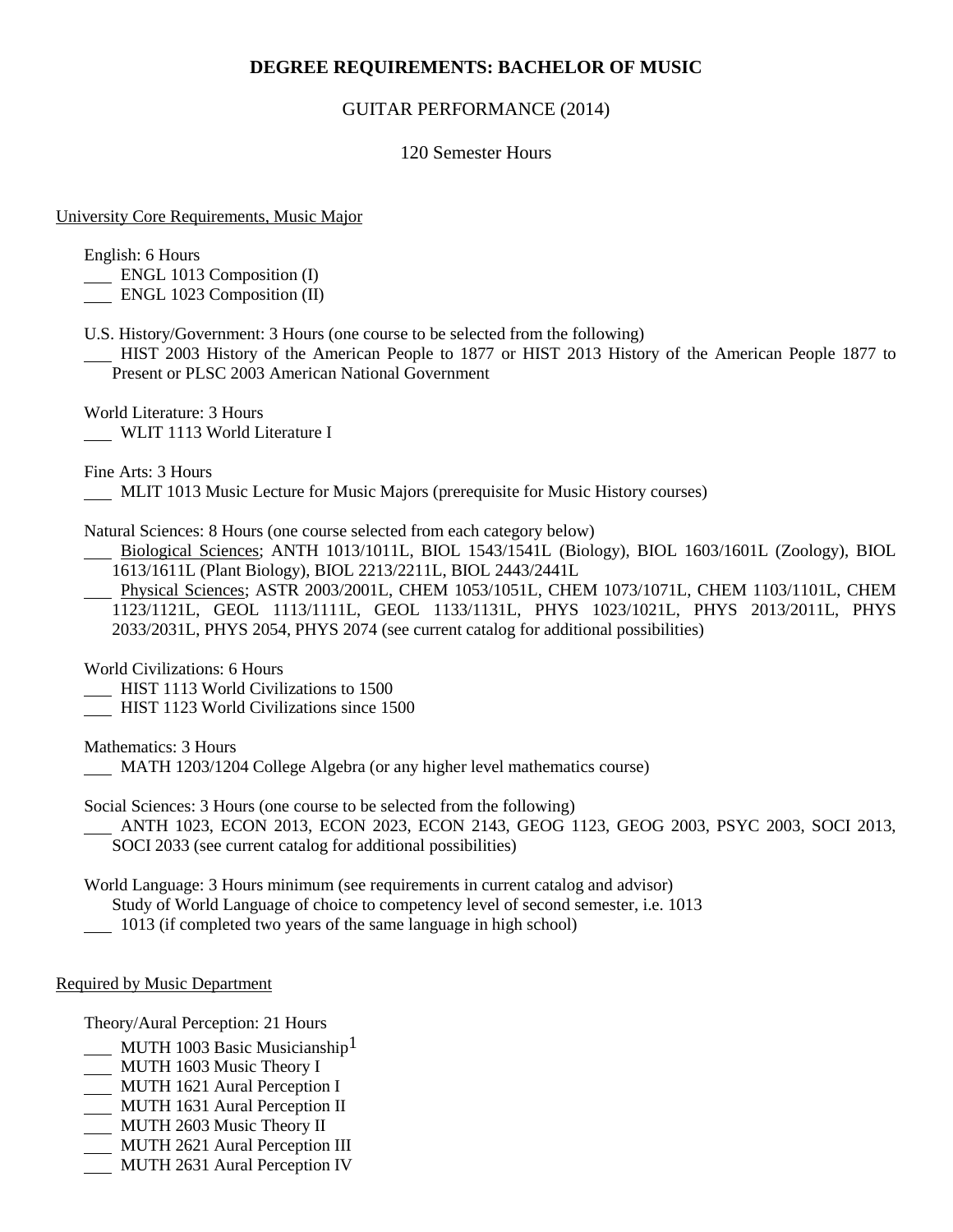# DEGREE REQUIREMENTS: BACHELOR OF MUSIC

## GUITAR PERFORMANCE (2014)

### 120 Semester Hours

University Core Requirements, Music Major

English: 6 Hours
___ ENGL 1013 Composition (I)
___ ENGL 1023 Composition (II)

U.S. History/Government: 3 Hours (one course to be selected from the following)
___ HIST 2003 History of the American People to 1877 or HIST 2013 History of the American People 1877 to Present or PLSC 2003 American National Government

World Literature: 3 Hours
___ WLIT 1113 World Literature I

Fine Arts: 3 Hours
___ MLIT 1013 Music Lecture for Music Majors (prerequisite for Music History courses)

Natural Sciences: 8 Hours (one course selected from each category below)
___ Biological Sciences; ANTH 1013/1011L, BIOL 1543/1541L (Biology), BIOL 1603/1601L (Zoology), BIOL 1613/1611L (Plant Biology), BIOL 2213/2211L, BIOL 2443/2441L
___ Physical Sciences; ASTR 2003/2001L, CHEM 1053/1051L, CHEM 1073/1071L, CHEM 1103/1101L, CHEM 1123/1121L, GEOL 1113/1111L, GEOL 1133/1131L, PHYS 1023/1021L, PHYS 2013/2011L, PHYS 2033/2031L, PHYS 2054, PHYS 2074 (see current catalog for additional possibilities)

World Civilizations: 6 Hours
___ HIST 1113 World Civilizations to 1500
___ HIST 1123 World Civilizations since 1500

Mathematics: 3 Hours
___ MATH 1203/1204 College Algebra (or any higher level mathematics course)

Social Sciences: 3 Hours (one course to be selected from the following)
___ ANTH 1023, ECON 2013, ECON 2023, ECON 2143, GEOG 1123, GEOG 2003, PSYC 2003, SOCI 2013, SOCI 2033 (see current catalog for additional possibilities)

World Language: 3 Hours minimum (see requirements in current catalog and advisor)
Study of World Language of choice to competency level of second semester, i.e. 1013
___ 1013 (if completed two years of the same language in high school)

Required by Music Department

Theory/Aural Perception: 21 Hours
___ MUTH 1003 Basic Musicianship[1]
___ MUTH 1603 Music Theory I
___ MUTH 1621 Aural Perception I
___ MUTH 1631 Aural Perception II
___ MUTH 2603 Music Theory II
___ MUTH 2621 Aural Perception III
___ MUTH 2631 Aural Perception IV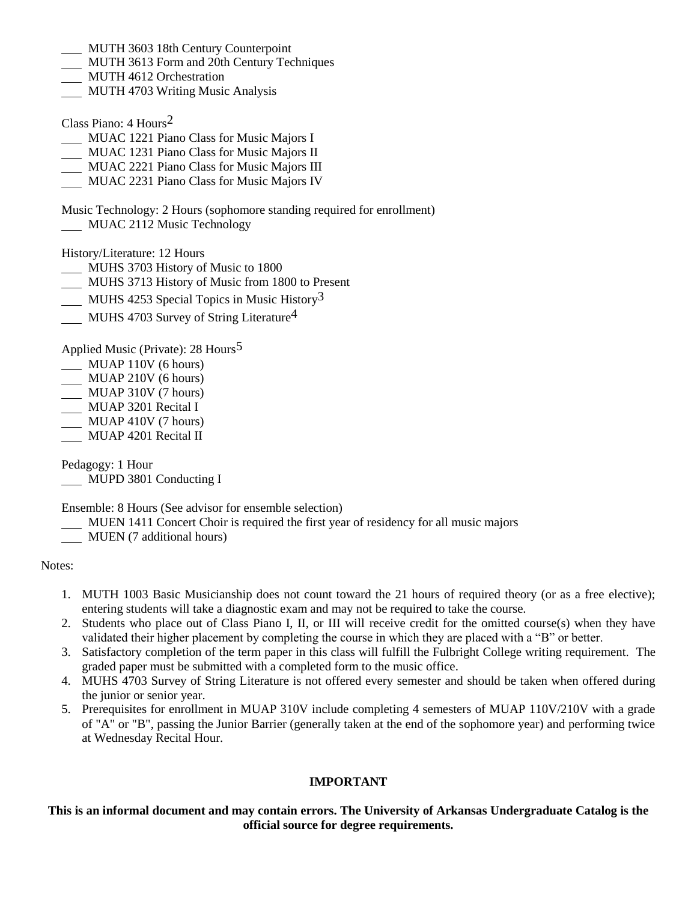___ MUTH 3603 18th Century Counterpoint
___ MUTH 3613 Form and 20th Century Techniques
___ MUTH 4612 Orchestration
___ MUTH 4703 Writing Music Analysis

Class Piano: 4 Hours[2]
___ MUAC 1221 Piano Class for Music Majors I
___ MUAC 1231 Piano Class for Music Majors II
___ MUAC 2221 Piano Class for Music Majors III
___ MUAC 2231 Piano Class for Music Majors IV

Music Technology: 2 Hours (sophomore standing required for enrollment)
___ MUAC 2112 Music Technology

History/Literature: 12 Hours
___ MUHS 3703 History of Music to 1800
___ MUHS 3713 History of Music from 1800 to Present
___ MUHS 4253 Special Topics in Music History[3]
___ MUHS 4703 Survey of String Literature[4]

Applied Music (Private): 28 Hours[5]
___ MUAP 110V (6 hours)
___ MUAP 210V (6 hours)
___ MUAP 310V (7 hours)
___ MUAP 3201 Recital I
___ MUAP 410V (7 hours)
___ MUAP 4201 Recital II

Pedagogy: 1 Hour
___ MUPD 3801 Conducting I

Ensemble: 8 Hours (See advisor for ensemble selection)
___ MUEN 1411 Concert Choir is required the first year of residency for all music majors
___ MUEN (7 additional hours)

Notes:

1. MUTH 1003 Basic Musicianship does not count toward the 21 hours of required theory (or as a free elective); entering students will take a diagnostic exam and may not be required to take the course.
2. Students who place out of Class Piano I, II, or III will receive credit for the omitted course(s) when they have validated their higher placement by completing the course in which they are placed with a "B" or better.
3. Satisfactory completion of the term paper in this class will fulfill the Fulbright College writing requirement. The graded paper must be submitted with a completed form to the music office.
4. MUHS 4703 Survey of String Literature is not offered every semester and should be taken when offered during the junior or senior year.
5. Prerequisites for enrollment in MUAP 310V include completing 4 semesters of MUAP 110V/210V with a grade of "A" or "B", passing the Junior Barrier (generally taken at the end of the sophomore year) and performing twice at Wednesday Recital Hour.

**IMPORTANT**

**This is an informal document and may contain errors. The University of Arkansas Undergraduate Catalog is the official source for degree requirements.**